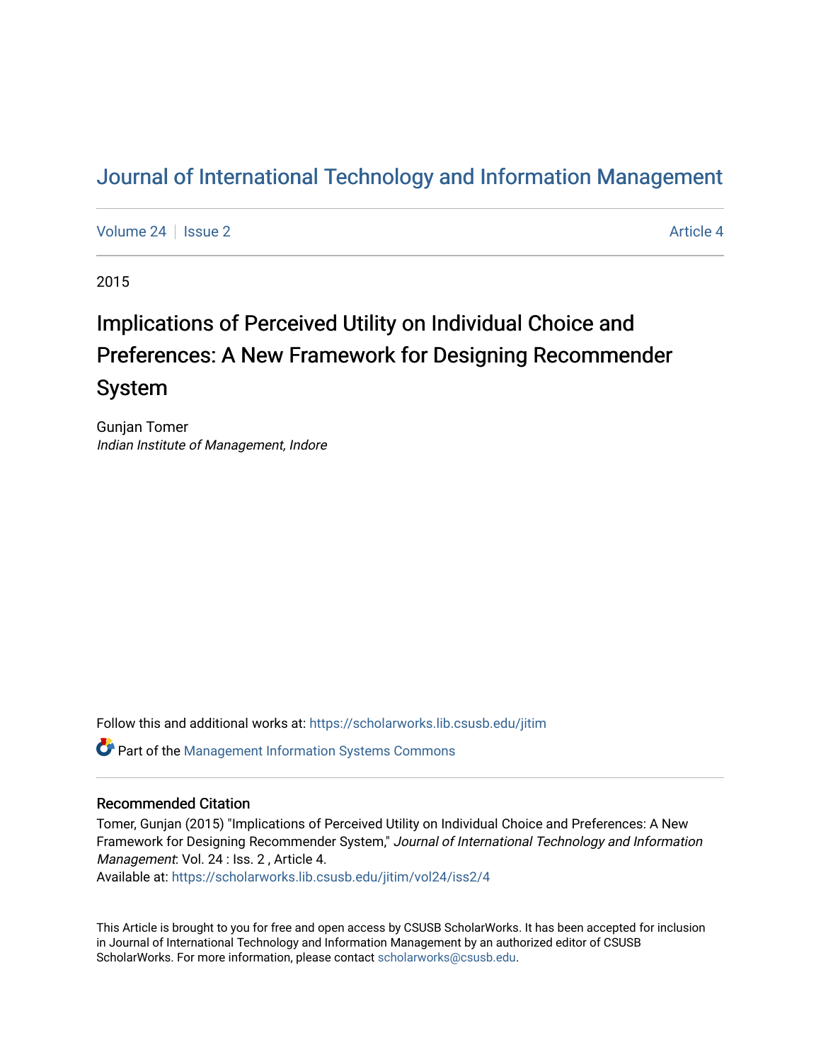# Journal of International Technology and Information Management

Volume 24 | Issue 2 | Article 4

2015

## Implications of Perceived Utility on Individual Choice and Preferences: A New Framework for Designing Recommender System

Gunjan Tomer
*Indian Institute of Management, Indore*

Follow this and additional works at: https://scholarworks.lib.csusb.edu/jitim

Part of the Management Information Systems Commons

### Recommended Citation

Tomer, Gunjan (2015) "Implications of Perceived Utility on Individual Choice and Preferences: A New Framework for Designing Recommender System," *Journal of International Technology and Information Management*: Vol. 24 : Iss. 2 , Article 4.
Available at: https://scholarworks.lib.csusb.edu/jitim/vol24/iss2/4

This Article is brought to you for free and open access by CSUSB ScholarWorks. It has been accepted for inclusion in Journal of International Technology and Information Management by an authorized editor of CSUSB ScholarWorks. For more information, please contact scholarworks@csusb.edu.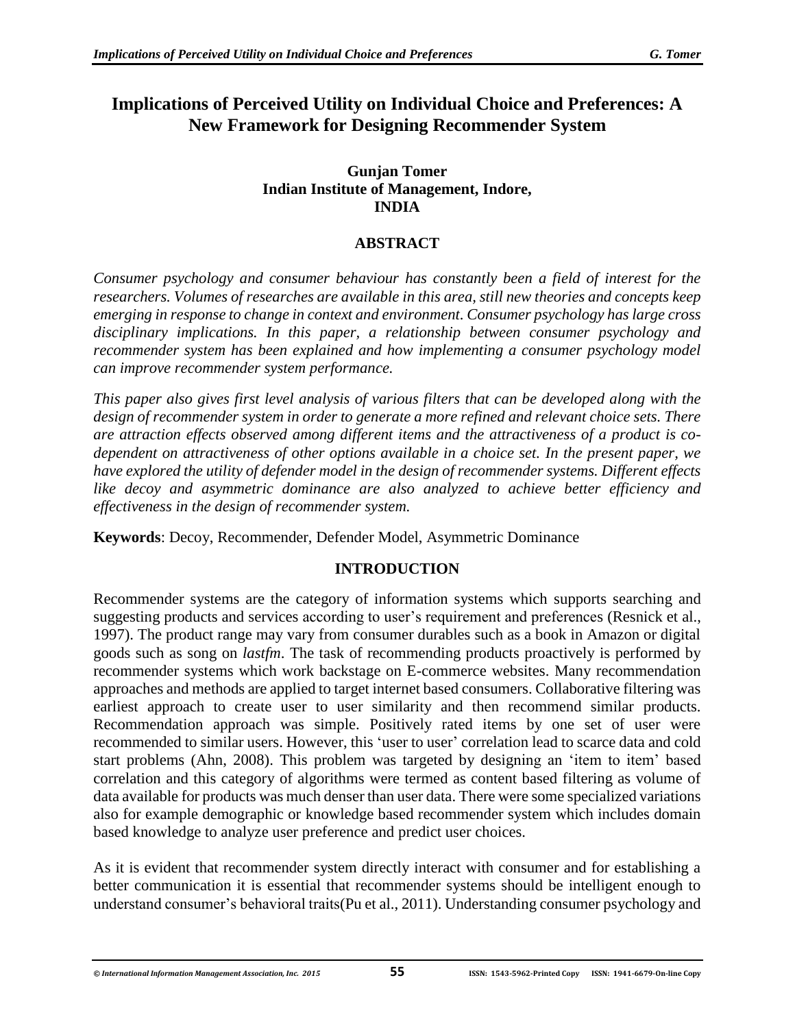# Implications of Perceived Utility on Individual Choice and Preferences: A New Framework for Designing Recommender System

**Gunjan Tomer**
**Indian Institute of Management, Indore,**
**INDIA**

## ABSTRACT

*Consumer psychology and consumer behaviour has constantly been a field of interest for the researchers. Volumes of researches are available in this area, still new theories and concepts keep emerging in response to change in context and environment. Consumer psychology has large cross disciplinary implications. In this paper, a relationship between consumer psychology and recommender system has been explained and how implementing a consumer psychology model can improve recommender system performance.*

*This paper also gives first level analysis of various filters that can be developed along with the design of recommender system in order to generate a more refined and relevant choice sets. There are attraction effects observed among different items and the attractiveness of a product is co-dependent on attractiveness of other options available in a choice set. In the present paper, we have explored the utility of defender model in the design of recommender systems. Different effects like decoy and asymmetric dominance are also analyzed to achieve better efficiency and effectiveness in the design of recommender system.*

**Keywords**: Decoy, Recommender, Defender Model, Asymmetric Dominance

## INTRODUCTION

Recommender systems are the category of information systems which supports searching and suggesting products and services according to user's requirement and preferences (Resnick et al., 1997). The product range may vary from consumer durables such as a book in Amazon or digital goods such as song on *lastfm*. The task of recommending products proactively is performed by recommender systems which work backstage on E-commerce websites. Many recommendation approaches and methods are applied to target internet based consumers. Collaborative filtering was earliest approach to create user to user similarity and then recommend similar products. Recommendation approach was simple. Positively rated items by one set of user were recommended to similar users. However, this 'user to user' correlation lead to scarce data and cold start problems (Ahn, 2008). This problem was targeted by designing an 'item to item' based correlation and this category of algorithms were termed as content based filtering as volume of data available for products was much denser than user data. There were some specialized variations also for example demographic or knowledge based recommender system which includes domain based knowledge to analyze user preference and predict user choices.

As it is evident that recommender system directly interact with consumer and for establishing a better communication it is essential that recommender systems should be intelligent enough to understand consumer's behavioral traits(Pu et al., 2011). Understanding consumer psychology and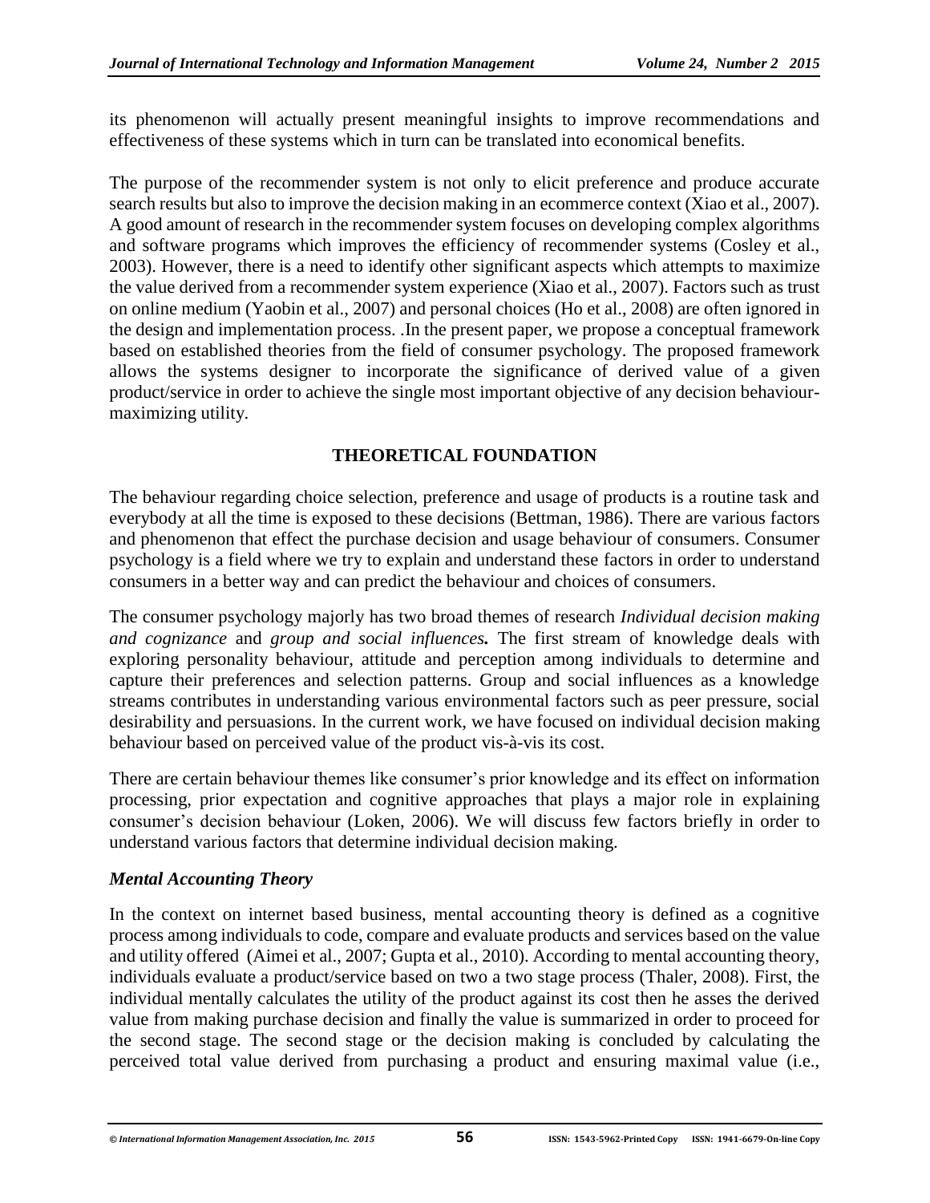its phenomenon will actually present meaningful insights to improve recommendations and effectiveness of these systems which in turn can be translated into economical benefits.

The purpose of the recommender system is not only to elicit preference and produce accurate search results but also to improve the decision making in an ecommerce context (Xiao et al., 2007). A good amount of research in the recommender system focuses on developing complex algorithms and software programs which improves the efficiency of recommender systems (Cosley et al., 2003). However, there is a need to identify other significant aspects which attempts to maximize the value derived from a recommender system experience (Xiao et al., 2007). Factors such as trust on online medium (Yaobin et al., 2007) and personal choices (Ho et al., 2008) are often ignored in the design and implementation process. .In the present paper, we propose a conceptual framework based on established theories from the field of consumer psychology. The proposed framework allows the systems designer to incorporate the significance of derived value of a given product/service in order to achieve the single most important objective of any decision behaviour-maximizing utility.

## THEORETICAL FOUNDATION

The behaviour regarding choice selection, preference and usage of products is a routine task and everybody at all the time is exposed to these decisions (Bettman, 1986). There are various factors and phenomenon that effect the purchase decision and usage behaviour of consumers. Consumer psychology is a field where we try to explain and understand these factors in order to understand consumers in a better way and can predict the behaviour and choices of consumers.

The consumer psychology majorly has two broad themes of research *Individual decision making and cognizance* and *group and social influences.* The first stream of knowledge deals with exploring personality behaviour, attitude and perception among individuals to determine and capture their preferences and selection patterns. Group and social influences as a knowledge streams contributes in understanding various environmental factors such as peer pressure, social desirability and persuasions. In the current work, we have focused on individual decision making behaviour based on perceived value of the product vis-à-vis its cost.

There are certain behaviour themes like consumer's prior knowledge and its effect on information processing, prior expectation and cognitive approaches that plays a major role in explaining consumer's decision behaviour (Loken, 2006). We will discuss few factors briefly in order to understand various factors that determine individual decision making.

### *Mental Accounting Theory*

In the context on internet based business, mental accounting theory is defined as a cognitive process among individuals to code, compare and evaluate products and services based on the value and utility offered (Aimei et al., 2007; Gupta et al., 2010). According to mental accounting theory, individuals evaluate a product/service based on two a two stage process (Thaler, 2008). First, the individual mentally calculates the utility of the product against its cost then he asses the derived value from making purchase decision and finally the value is summarized in order to proceed for the second stage. The second stage or the decision making is concluded by calculating the perceived total value derived from purchasing a product and ensuring maximal value (i.e.,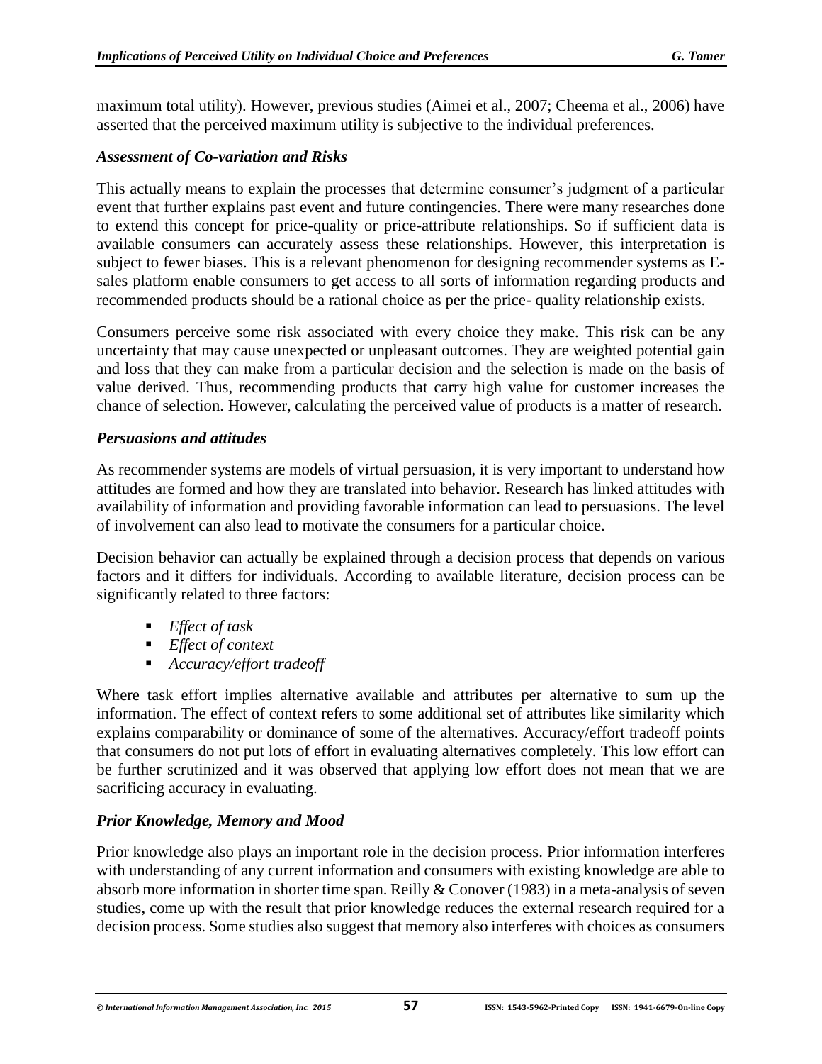maximum total utility). However, previous studies (Aimei et al., 2007; Cheema et al., 2006) have asserted that the perceived maximum utility is subjective to the individual preferences.

### *Assessment of Co-variation and Risks*

This actually means to explain the processes that determine consumer's judgment of a particular event that further explains past event and future contingencies. There were many researches done to extend this concept for price-quality or price-attribute relationships. So if sufficient data is available consumers can accurately assess these relationships. However, this interpretation is subject to fewer biases. This is a relevant phenomenon for designing recommender systems as E-sales platform enable consumers to get access to all sorts of information regarding products and recommended products should be a rational choice as per the price- quality relationship exists.

Consumers perceive some risk associated with every choice they make. This risk can be any uncertainty that may cause unexpected or unpleasant outcomes. They are weighted potential gain and loss that they can make from a particular decision and the selection is made on the basis of value derived. Thus, recommending products that carry high value for customer increases the chance of selection. However, calculating the perceived value of products is a matter of research.

### *Persuasions and attitudes*

As recommender systems are models of virtual persuasion, it is very important to understand how attitudes are formed and how they are translated into behavior. Research has linked attitudes with availability of information and providing favorable information can lead to persuasions. The level of involvement can also lead to motivate the consumers for a particular choice.

Decision behavior can actually be explained through a decision process that depends on various factors and it differs for individuals. According to available literature, decision process can be significantly related to three factors:

- *Effect of task*
- *Effect of context*
- *Accuracy/effort tradeoff*

Where task effort implies alternative available and attributes per alternative to sum up the information. The effect of context refers to some additional set of attributes like similarity which explains comparability or dominance of some of the alternatives. Accuracy/effort tradeoff points that consumers do not put lots of effort in evaluating alternatives completely. This low effort can be further scrutinized and it was observed that applying low effort does not mean that we are sacrificing accuracy in evaluating.

### *Prior Knowledge, Memory and Mood*

Prior knowledge also plays an important role in the decision process. Prior information interferes with understanding of any current information and consumers with existing knowledge are able to absorb more information in shorter time span. Reilly & Conover (1983) in a meta-analysis of seven studies, come up with the result that prior knowledge reduces the external research required for a decision process. Some studies also suggest that memory also interferes with choices as consumers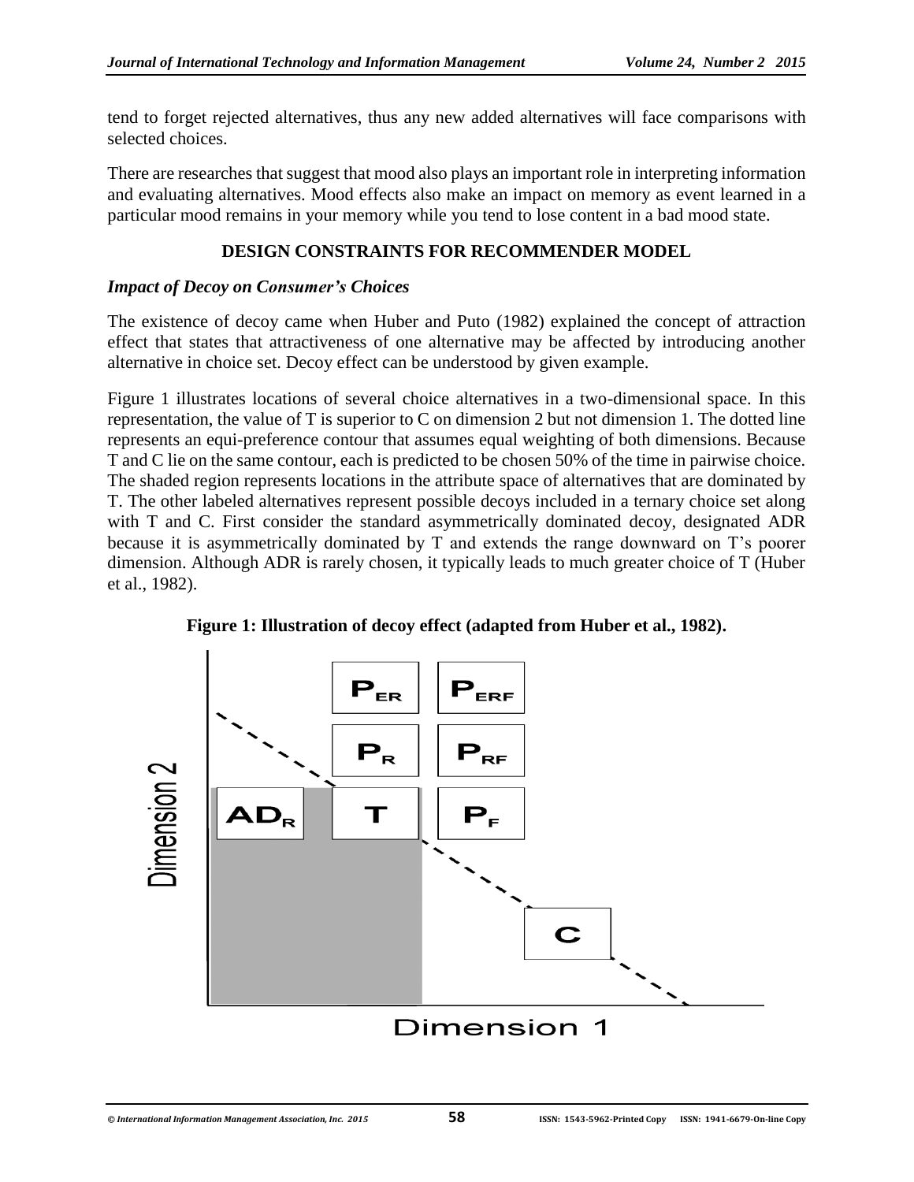tend to forget rejected alternatives, thus any new added alternatives will face comparisons with selected choices.

There are researches that suggest that mood also plays an important role in interpreting information and evaluating alternatives. Mood effects also make an impact on memory as event learned in a particular mood remains in your memory while you tend to lose content in a bad mood state.

## DESIGN CONSTRAINTS FOR RECOMMENDER MODEL

### *Impact of Decoy on Consumer's Choices*

The existence of decoy came when Huber and Puto (1982) explained the concept of attraction effect that states that attractiveness of one alternative may be affected by introducing another alternative in choice set. Decoy effect can be understood by given example.

Figure 1 illustrates locations of several choice alternatives in a two-dimensional space. In this representation, the value of T is superior to C on dimension 2 but not dimension 1. The dotted line represents an equi-preference contour that assumes equal weighting of both dimensions. Because T and C lie on the same contour, each is predicted to be chosen 50% of the time in pairwise choice. The shaded region represents locations in the attribute space of alternatives that are dominated by T. The other labeled alternatives represent possible decoys included in a ternary choice set along with T and C. First consider the standard asymmetrically dominated decoy, designated ADR because it is asymmetrically dominated by T and extends the range downward on T's poorer dimension. Although ADR is rarely chosen, it typically leads to much greater choice of T (Huber et al., 1982).

**Figure 1: Illustration of decoy effect (adapted from Huber et al., 1982).**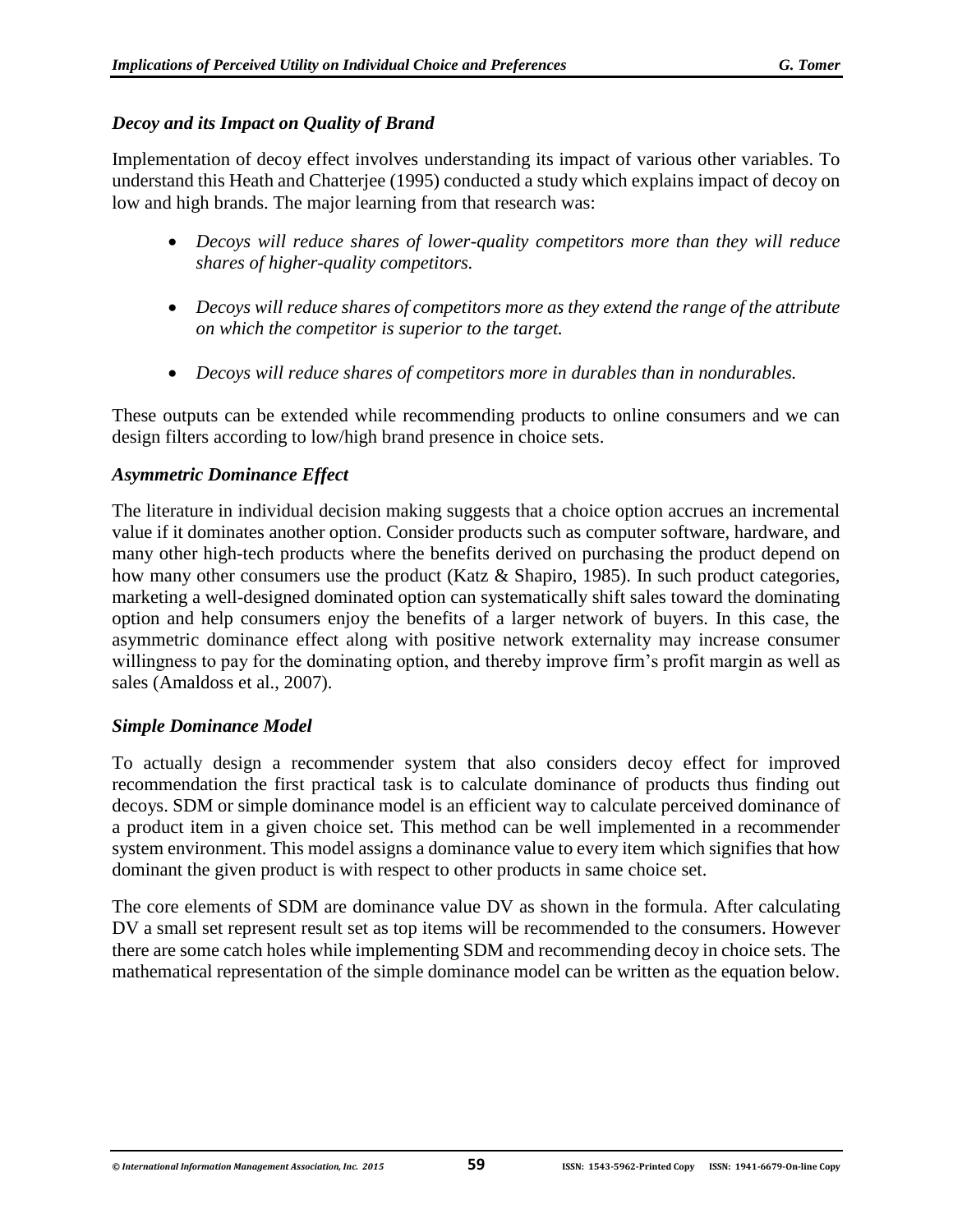### *Decoy and its Impact on Quality of Brand*

Implementation of decoy effect involves understanding its impact of various other variables. To understand this Heath and Chatterjee (1995) conducted a study which explains impact of decoy on low and high brands. The major learning from that research was:

- *Decoys will reduce shares of lower-quality competitors more than they will reduce shares of higher-quality competitors.*
- *Decoys will reduce shares of competitors more as they extend the range of the attribute on which the competitor is superior to the target.*
- *Decoys will reduce shares of competitors more in durables than in nondurables.*

These outputs can be extended while recommending products to online consumers and we can design filters according to low/high brand presence in choice sets.

### *Asymmetric Dominance Effect*

The literature in individual decision making suggests that a choice option accrues an incremental value if it dominates another option. Consider products such as computer software, hardware, and many other high-tech products where the benefits derived on purchasing the product depend on how many other consumers use the product (Katz & Shapiro, 1985). In such product categories, marketing a well-designed dominated option can systematically shift sales toward the dominating option and help consumers enjoy the benefits of a larger network of buyers. In this case, the asymmetric dominance effect along with positive network externality may increase consumer willingness to pay for the dominating option, and thereby improve firm's profit margin as well as sales (Amaldoss et al., 2007).

### *Simple Dominance Model*

To actually design a recommender system that also considers decoy effect for improved recommendation the first practical task is to calculate dominance of products thus finding out decoys. SDM or simple dominance model is an efficient way to calculate perceived dominance of a product item in a given choice set. This method can be well implemented in a recommender system environment. This model assigns a dominance value to every item which signifies that how dominant the given product is with respect to other products in same choice set.

The core elements of SDM are dominance value DV as shown in the formula. After calculating DV a small set represent result set as top items will be recommended to the consumers. However there are some catch holes while implementing SDM and recommending decoy in choice sets. The mathematical representation of the simple dominance model can be written as the equation below.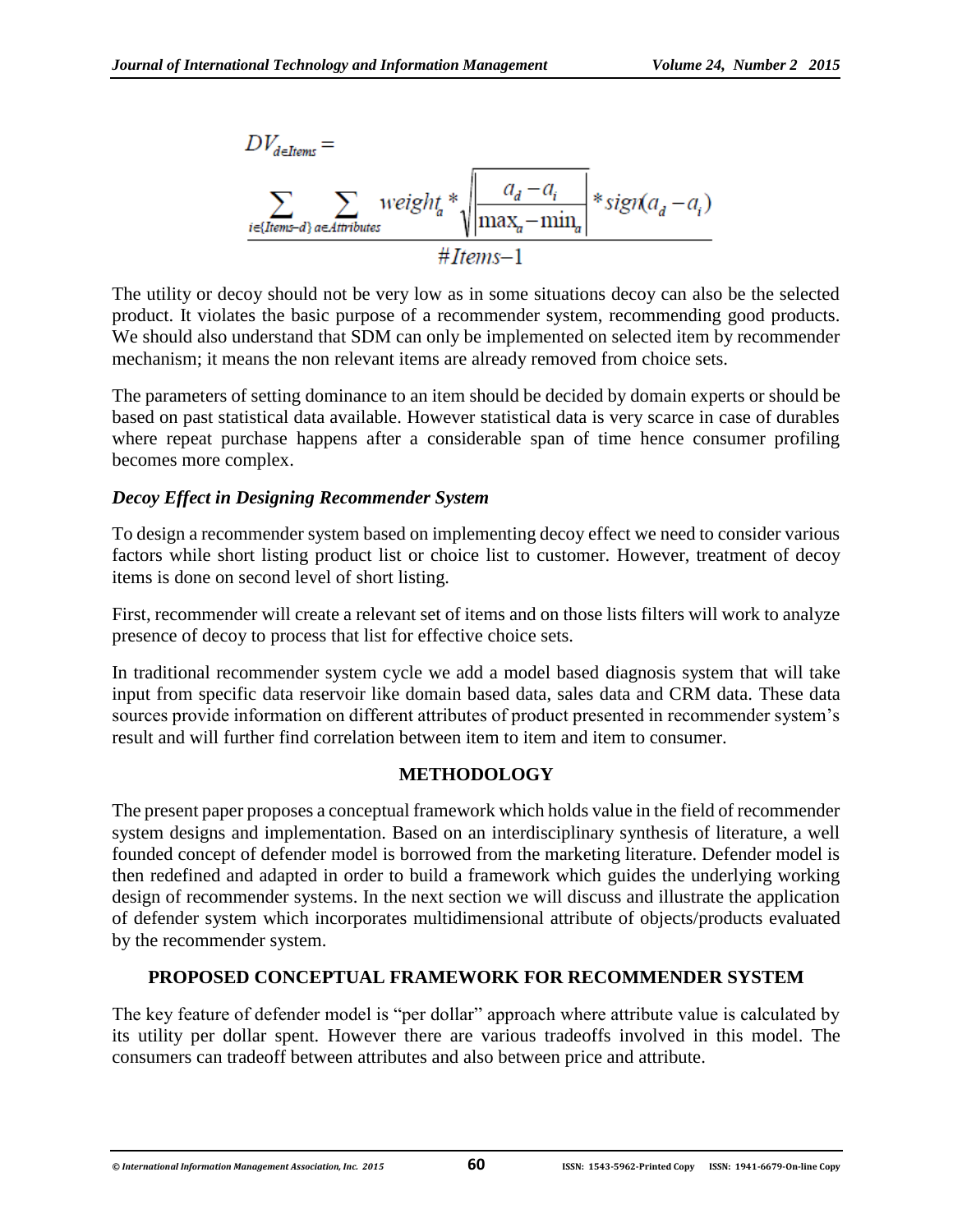$$DV_{d \in Items} = \frac{\sum_{i \in \{Items-d\}} \sum_{a \in Attributes} weight_a * \sqrt{\left| \frac{a_d - a_i}{\max_a - \min_a} \right|} * sign(a_d - a_i)}{\#Items - 1}$$

The utility or decoy should not be very low as in some situations decoy can also be the selected product. It violates the basic purpose of a recommender system, recommending good products. We should also understand that SDM can only be implemented on selected item by recommender mechanism; it means the non relevant items are already removed from choice sets.

The parameters of setting dominance to an item should be decided by domain experts or should be based on past statistical data available. However statistical data is very scarce in case of durables where repeat purchase happens after a considerable span of time hence consumer profiling becomes more complex.

### *Decoy Effect in Designing Recommender System*

To design a recommender system based on implementing decoy effect we need to consider various factors while short listing product list or choice list to customer. However, treatment of decoy items is done on second level of short listing.

First, recommender will create a relevant set of items and on those lists filters will work to analyze presence of decoy to process that list for effective choice sets.

In traditional recommender system cycle we add a model based diagnosis system that will take input from specific data reservoir like domain based data, sales data and CRM data. These data sources provide information on different attributes of product presented in recommender system's result and will further find correlation between item to item and item to consumer.

## METHODOLOGY

The present paper proposes a conceptual framework which holds value in the field of recommender system designs and implementation. Based on an interdisciplinary synthesis of literature, a well founded concept of defender model is borrowed from the marketing literature. Defender model is then redefined and adapted in order to build a framework which guides the underlying working design of recommender systems. In the next section we will discuss and illustrate the application of defender system which incorporates multidimensional attribute of objects/products evaluated by the recommender system.

## PROPOSED CONCEPTUAL FRAMEWORK FOR RECOMMENDER SYSTEM

The key feature of defender model is "per dollar" approach where attribute value is calculated by its utility per dollar spent. However there are various tradeoffs involved in this model. The consumers can tradeoff between attributes and also between price and attribute.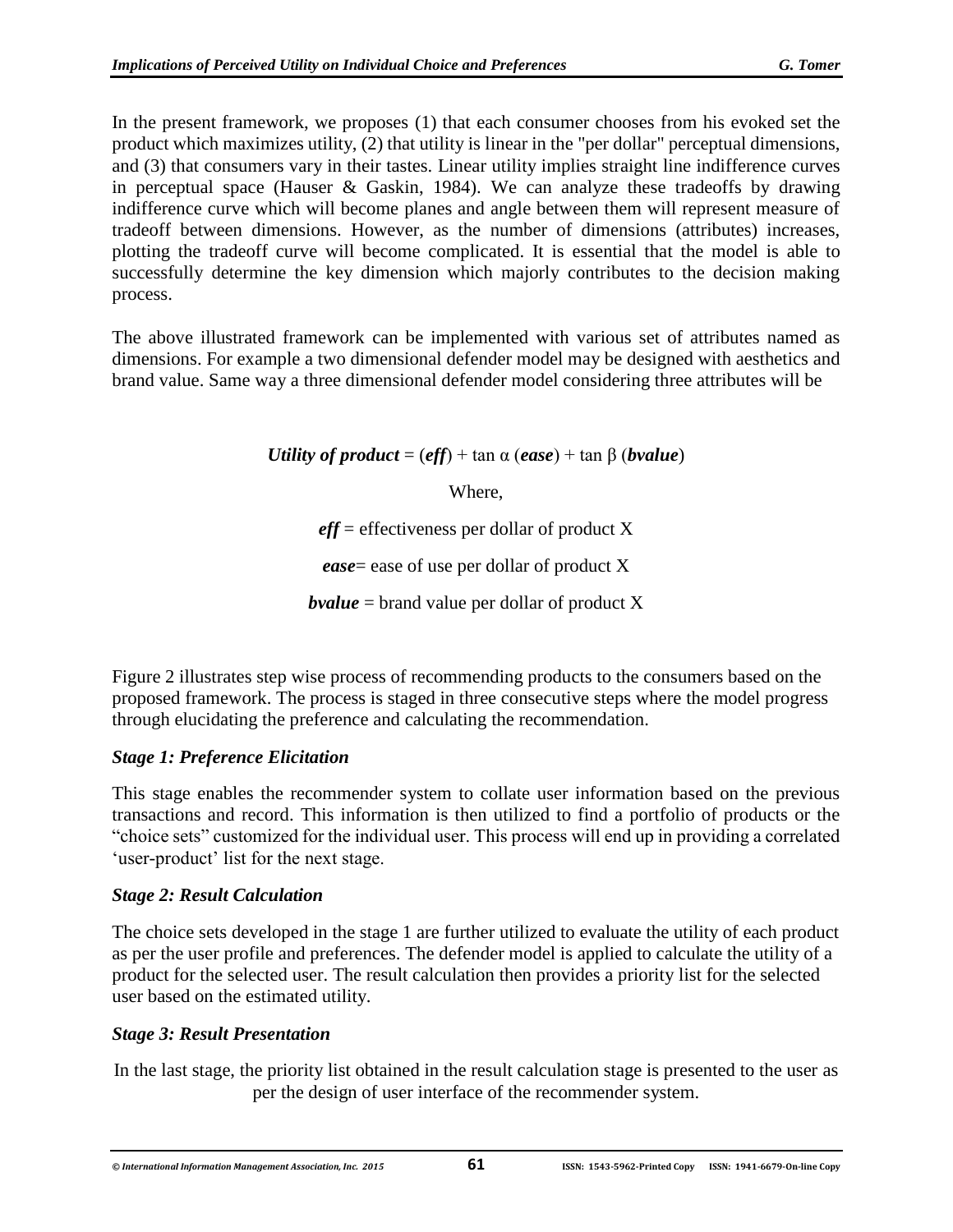In the present framework, we proposes (1) that each consumer chooses from his evoked set the product which maximizes utility, (2) that utility is linear in the "per dollar" perceptual dimensions, and (3) that consumers vary in their tastes. Linear utility implies straight line indifference curves in perceptual space (Hauser & Gaskin, 1984). We can analyze these tradeoffs by drawing indifference curve which will become planes and angle between them will represent measure of tradeoff between dimensions. However, as the number of dimensions (attributes) increases, plotting the tradeoff curve will become complicated. It is essential that the model is able to successfully determine the key dimension which majorly contributes to the decision making process.

The above illustrated framework can be implemented with various set of attributes named as dimensions. For example a two dimensional defender model may be designed with aesthetics and brand value. Same way a three dimensional defender model considering three attributes will be

$$\textit{\textbf{Utility of product}} = (\textit{\textbf{eff}}) + \tan \alpha\ (\textit{\textbf{ease}}) + \tan \beta\ (\textit{\textbf{bvalue}})$$

Where,

***eff*** = effectiveness per dollar of product X

***ease***= ease of use per dollar of product X

***bvalue*** = brand value per dollar of product X

Figure 2 illustrates step wise process of recommending products to the consumers based on the proposed framework. The process is staged in three consecutive steps where the model progress through elucidating the preference and calculating the recommendation.

### *Stage 1: Preference Elicitation*

This stage enables the recommender system to collate user information based on the previous transactions and record. This information is then utilized to find a portfolio of products or the "choice sets" customized for the individual user. This process will end up in providing a correlated 'user-product' list for the next stage.

### *Stage 2: Result Calculation*

The choice sets developed in the stage 1 are further utilized to evaluate the utility of each product as per the user profile and preferences. The defender model is applied to calculate the utility of a product for the selected user. The result calculation then provides a priority list for the selected user based on the estimated utility.

### *Stage 3: Result Presentation*

In the last stage, the priority list obtained in the result calculation stage is presented to the user as per the design of user interface of the recommender system.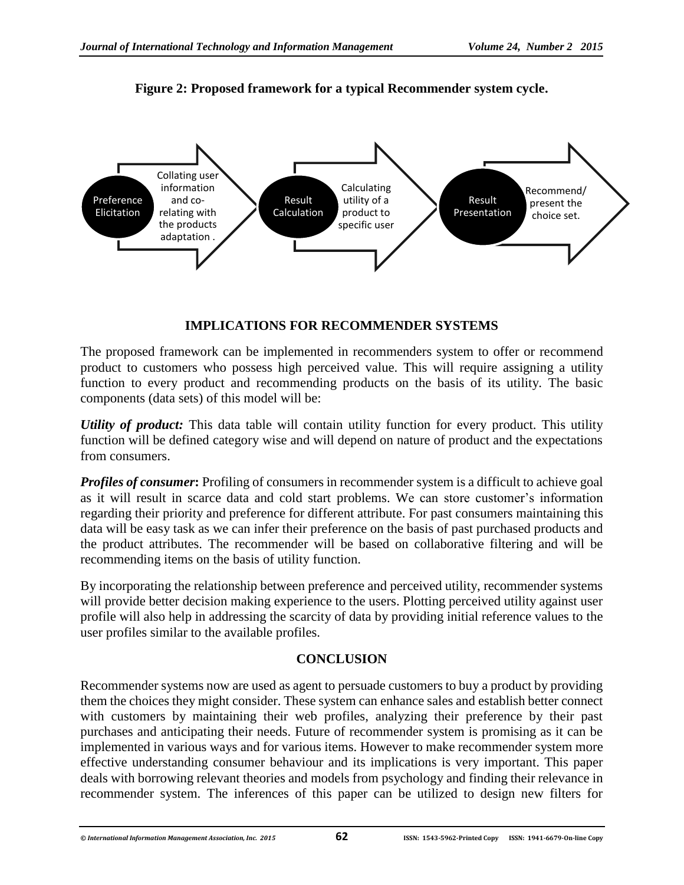**Figure 2: Proposed framework for a typical Recommender system cycle.**

Preference Elicitation — Collating user information and co-relating with the products adaptation .

Result Calculation — Calculating utility of a product to specific user

Result Presentation — Recommend/ present the choice set.

## IMPLICATIONS FOR RECOMMENDER SYSTEMS

The proposed framework can be implemented in recommenders system to offer or recommend product to customers who possess high perceived value. This will require assigning a utility function to every product and recommending products on the basis of its utility. The basic components (data sets) of this model will be:

***Utility of product:*** This data table will contain utility function for every product. This utility function will be defined category wise and will depend on nature of product and the expectations from consumers.

***Profiles of consumer*****:** Profiling of consumers in recommender system is a difficult to achieve goal as it will result in scarce data and cold start problems. We can store customer's information regarding their priority and preference for different attribute. For past consumers maintaining this data will be easy task as we can infer their preference on the basis of past purchased products and the product attributes. The recommender will be based on collaborative filtering and will be recommending items on the basis of utility function.

By incorporating the relationship between preference and perceived utility, recommender systems will provide better decision making experience to the users. Plotting perceived utility against user profile will also help in addressing the scarcity of data by providing initial reference values to the user profiles similar to the available profiles.

## CONCLUSION

Recommender systems now are used as agent to persuade customers to buy a product by providing them the choices they might consider. These system can enhance sales and establish better connect with customers by maintaining their web profiles, analyzing their preference by their past purchases and anticipating their needs. Future of recommender system is promising as it can be implemented in various ways and for various items. However to make recommender system more effective understanding consumer behaviour and its implications is very important. This paper deals with borrowing relevant theories and models from psychology and finding their relevance in recommender system. The inferences of this paper can be utilized to design new filters for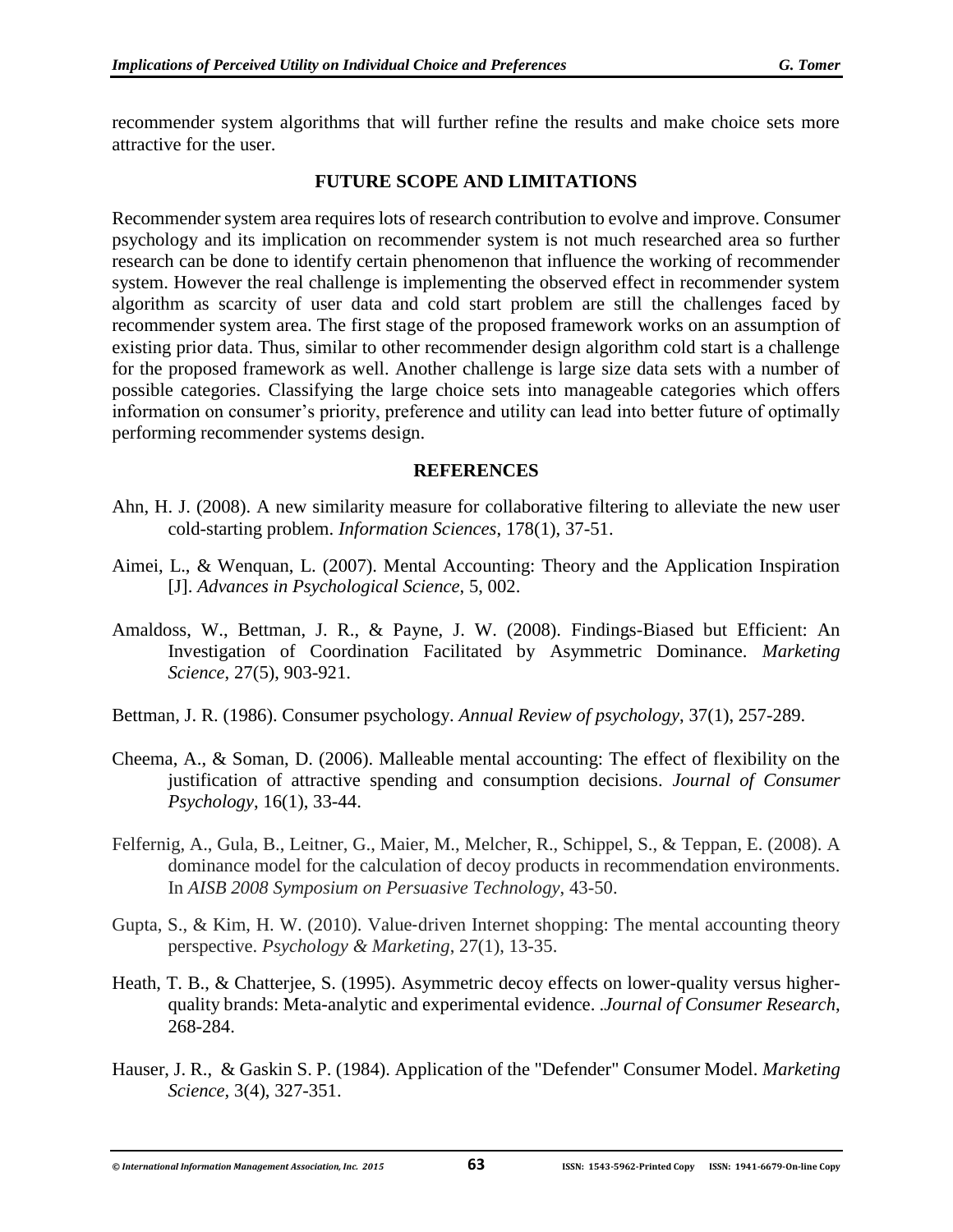recommender system algorithms that will further refine the results and make choice sets more attractive for the user.

## FUTURE SCOPE AND LIMITATIONS

Recommender system area requires lots of research contribution to evolve and improve. Consumer psychology and its implication on recommender system is not much researched area so further research can be done to identify certain phenomenon that influence the working of recommender system. However the real challenge is implementing the observed effect in recommender system algorithm as scarcity of user data and cold start problem are still the challenges faced by recommender system area. The first stage of the proposed framework works on an assumption of existing prior data. Thus, similar to other recommender design algorithm cold start is a challenge for the proposed framework as well. Another challenge is large size data sets with a number of possible categories. Classifying the large choice sets into manageable categories which offers information on consumer's priority, preference and utility can lead into better future of optimally performing recommender systems design.

## REFERENCES

Ahn, H. J. (2008). A new similarity measure for collaborative filtering to alleviate the new user cold-starting problem. *Information Sciences*, 178(1), 37-51.

Aimei, L., & Wenquan, L. (2007). Mental Accounting: Theory and the Application Inspiration [J]. *Advances in Psychological Science*, 5, 002.

Amaldoss, W., Bettman, J. R., & Payne, J. W. (2008). Findings-Biased but Efficient: An Investigation of Coordination Facilitated by Asymmetric Dominance. *Marketing Science*, 27(5), 903-921.

Bettman, J. R. (1986). Consumer psychology. *Annual Review of psychology*, 37(1), 257-289.

Cheema, A., & Soman, D. (2006). Malleable mental accounting: The effect of flexibility on the justification of attractive spending and consumption decisions. *Journal of Consumer Psychology*, 16(1), 33-44.

Felfernig, A., Gula, B., Leitner, G., Maier, M., Melcher, R., Schippel, S., & Teppan, E. (2008). A dominance model for the calculation of decoy products in recommendation environments. In *AISB 2008 Symposium on Persuasive Technology*, 43-50.

Gupta, S., & Kim, H. W. (2010). Value-driven Internet shopping: The mental accounting theory perspective. *Psychology & Marketing*, 27(1), 13-35.

Heath, T. B., & Chatterjee, S. (1995). Asymmetric decoy effects on lower-quality versus higher-quality brands: Meta-analytic and experimental evidence. *.Journal of Consumer Research*, 268-284.

Hauser, J. R., & Gaskin S. P. (1984). Application of the "Defender" Consumer Model. *Marketing Science*, 3(4), 327-351.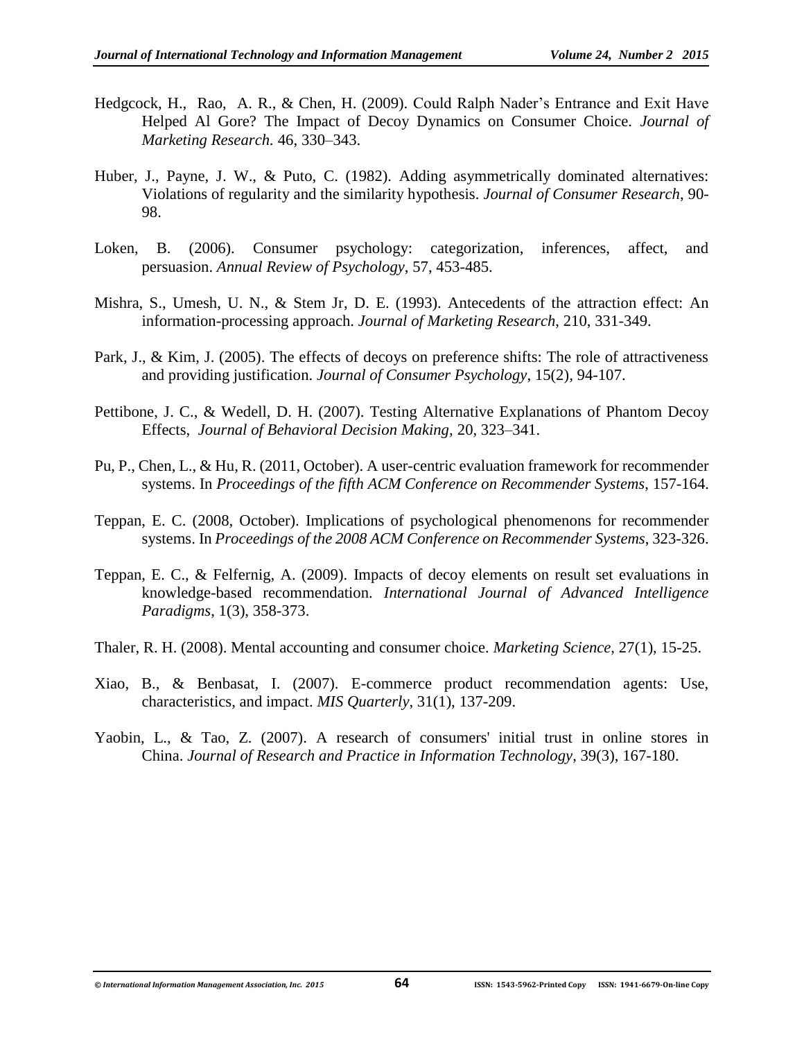Hedgcock, H., Rao, A. R., & Chen, H. (2009). Could Ralph Nader's Entrance and Exit Have Helped Al Gore? The Impact of Decoy Dynamics on Consumer Choice. *Journal of Marketing Research.* 46, 330–343.

Huber, J., Payne, J. W., & Puto, C. (1982). Adding asymmetrically dominated alternatives: Violations of regularity and the similarity hypothesis. *Journal of Consumer Research*, 90-98.

Loken, B. (2006). Consumer psychology: categorization, inferences, affect, and persuasion. *Annual Review of Psychology*, 57, 453-485.

Mishra, S., Umesh, U. N., & Stem Jr, D. E. (1993). Antecedents of the attraction effect: An information-processing approach. *Journal of Marketing Research*, 210, 331-349.

Park, J., & Kim, J. (2005). The effects of decoys on preference shifts: The role of attractiveness and providing justification. *Journal of Consumer Psychology*, 15(2), 94-107.

Pettibone, J. C., & Wedell, D. H. (2007). Testing Alternative Explanations of Phantom Decoy Effects, *Journal of Behavioral Decision Making*, 20, 323–341.

Pu, P., Chen, L., & Hu, R. (2011, October). A user-centric evaluation framework for recommender systems. In *Proceedings of the fifth ACM Conference on Recommender Systems*, 157-164.

Teppan, E. C. (2008, October). Implications of psychological phenomenons for recommender systems. In *Proceedings of the 2008 ACM Conference on Recommender Systems*, 323-326.

Teppan, E. C., & Felfernig, A. (2009). Impacts of decoy elements on result set evaluations in knowledge-based recommendation. *International Journal of Advanced Intelligence Paradigms*, 1(3), 358-373.

Thaler, R. H. (2008). Mental accounting and consumer choice. *Marketing Science*, 27(1), 15-25.

Xiao, B., & Benbasat, I. (2007). E-commerce product recommendation agents: Use, characteristics, and impact. *MIS Quarterly*, 31(1), 137-209.

Yaobin, L., & Tao, Z. (2007). A research of consumers' initial trust in online stores in China. *Journal of Research and Practice in Information Technology*, 39(3), 167-180.